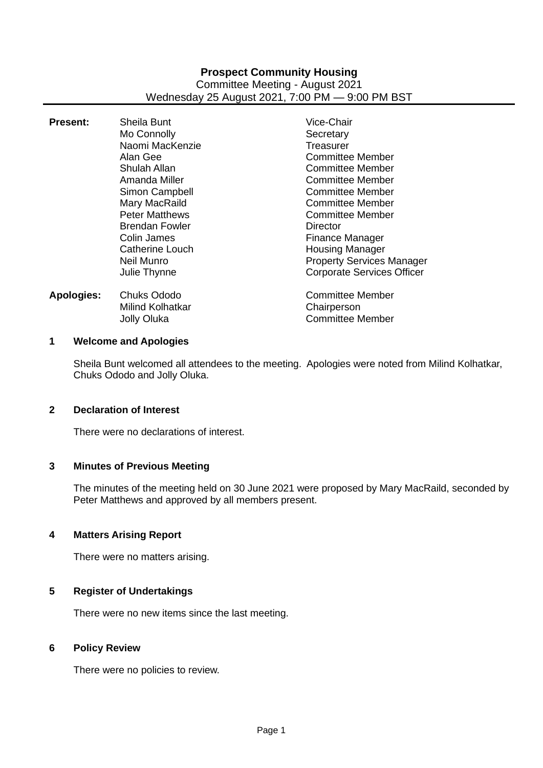# Prospect Community Housing

Committee Meeting - August 2021

Wednesday 25 August 2021, 7:00 PM — 9:00 PM BST

| | | |
|---|---|---|
| **Present:** | Sheila Bunt | Vice-Chair |
| | Mo Connolly | Secretary |
| | Naomi MacKenzie | Treasurer |
| | Alan Gee | Committee Member |
| | Shulah Allan | Committee Member |
| | Amanda Miller | Committee Member |
| | Simon Campbell | Committee Member |
| | Mary MacRaild | Committee Member |
| | Peter Matthews | Committee Member |
| | Brendan Fowler | Director |
| | Colin James | Finance Manager |
| | Catherine Louch | Housing Manager |
| | Neil Munro | Property Services Manager |
| | Julie Thynne | Corporate Services Officer |
| **Apologies:** | Chuks Ododo | Committee Member |
| | Milind Kolhatkar | Chairperson |
| | Jolly Oluka | Committee Member |

## 1 Welcome and Apologies

Sheila Bunt welcomed all attendees to the meeting. Apologies were noted from Milind Kolhatkar, Chuks Ododo and Jolly Oluka.

## 2 Declaration of Interest

There were no declarations of interest.

## 3 Minutes of Previous Meeting

The minutes of the meeting held on 30 June 2021 were proposed by Mary MacRaild, seconded by Peter Matthews and approved by all members present.

## 4 Matters Arising Report

There were no matters arising.

## 5 Register of Undertakings

There were no new items since the last meeting.

## 6 Policy Review

There were no policies to review.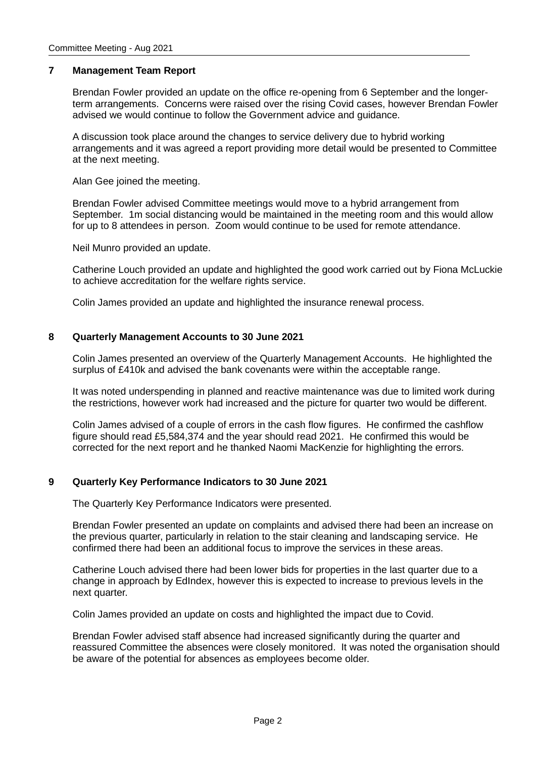## 7 Management Team Report

Brendan Fowler provided an update on the office re-opening from 6 September and the longer-term arrangements. Concerns were raised over the rising Covid cases, however Brendan Fowler advised we would continue to follow the Government advice and guidance.

A discussion took place around the changes to service delivery due to hybrid working arrangements and it was agreed a report providing more detail would be presented to Committee at the next meeting.

Alan Gee joined the meeting.

Brendan Fowler advised Committee meetings would move to a hybrid arrangement from September. 1m social distancing would be maintained in the meeting room and this would allow for up to 8 attendees in person. Zoom would continue to be used for remote attendance.

Neil Munro provided an update.

Catherine Louch provided an update and highlighted the good work carried out by Fiona McLuckie to achieve accreditation for the welfare rights service.

Colin James provided an update and highlighted the insurance renewal process.

## 8 Quarterly Management Accounts to 30 June 2021

Colin James presented an overview of the Quarterly Management Accounts. He highlighted the surplus of £410k and advised the bank covenants were within the acceptable range.

It was noted underspending in planned and reactive maintenance was due to limited work during the restrictions, however work had increased and the picture for quarter two would be different.

Colin James advised of a couple of errors in the cash flow figures. He confirmed the cashflow figure should read £5,584,374 and the year should read 2021. He confirmed this would be corrected for the next report and he thanked Naomi MacKenzie for highlighting the errors.

## 9 Quarterly Key Performance Indicators to 30 June 2021

The Quarterly Key Performance Indicators were presented.

Brendan Fowler presented an update on complaints and advised there had been an increase on the previous quarter, particularly in relation to the stair cleaning and landscaping service. He confirmed there had been an additional focus to improve the services in these areas.

Catherine Louch advised there had been lower bids for properties in the last quarter due to a change in approach by EdIndex, however this is expected to increase to previous levels in the next quarter.

Colin James provided an update on costs and highlighted the impact due to Covid.

Brendan Fowler advised staff absence had increased significantly during the quarter and reassured Committee the absences were closely monitored. It was noted the organisation should be aware of the potential for absences as employees become older.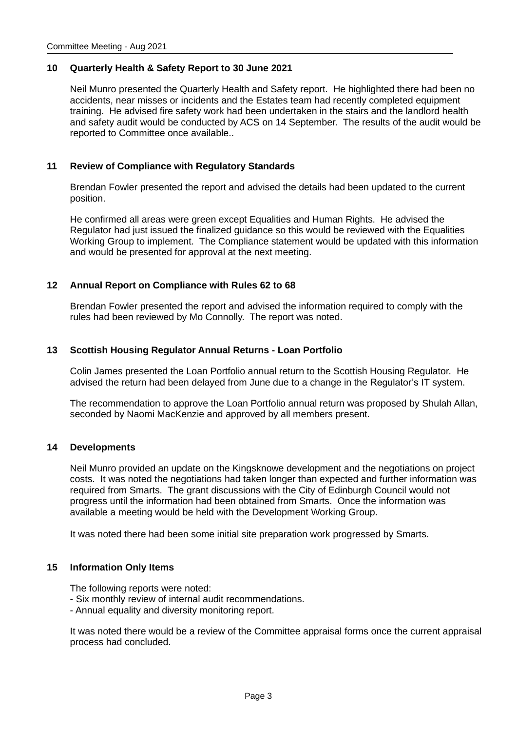## 10 Quarterly Health & Safety Report to 30 June 2021

Neil Munro presented the Quarterly Health and Safety report. He highlighted there had been no accidents, near misses or incidents and the Estates team had recently completed equipment training. He advised fire safety work had been undertaken in the stairs and the landlord health and safety audit would be conducted by ACS on 14 September. The results of the audit would be reported to Committee once available..

## 11 Review of Compliance with Regulatory Standards

Brendan Fowler presented the report and advised the details had been updated to the current position.

He confirmed all areas were green except Equalities and Human Rights. He advised the Regulator had just issued the finalized guidance so this would be reviewed with the Equalities Working Group to implement. The Compliance statement would be updated with this information and would be presented for approval at the next meeting.

## 12 Annual Report on Compliance with Rules 62 to 68

Brendan Fowler presented the report and advised the information required to comply with the rules had been reviewed by Mo Connolly. The report was noted.

## 13 Scottish Housing Regulator Annual Returns - Loan Portfolio

Colin James presented the Loan Portfolio annual return to the Scottish Housing Regulator. He advised the return had been delayed from June due to a change in the Regulator's IT system.

The recommendation to approve the Loan Portfolio annual return was proposed by Shulah Allan, seconded by Naomi MacKenzie and approved by all members present.

## 14 Developments

Neil Munro provided an update on the Kingsknowe development and the negotiations on project costs. It was noted the negotiations had taken longer than expected and further information was required from Smarts. The grant discussions with the City of Edinburgh Council would not progress until the information had been obtained from Smarts. Once the information was available a meeting would be held with the Development Working Group.

It was noted there had been some initial site preparation work progressed by Smarts.

## 15 Information Only Items

The following reports were noted:
- Six monthly review of internal audit recommendations.
- Annual equality and diversity monitoring report.

It was noted there would be a review of the Committee appraisal forms once the current appraisal process had concluded.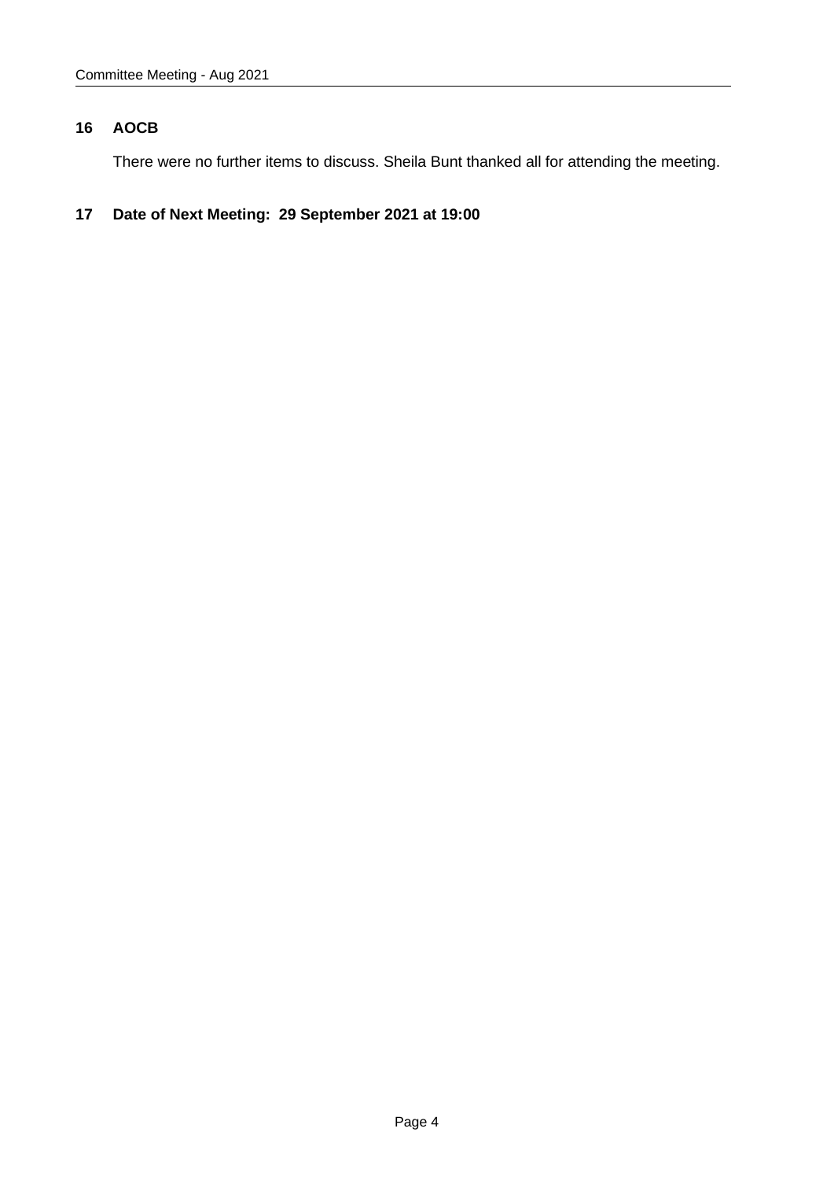## 16 AOCB

There were no further items to discuss. Sheila Bunt thanked all for attending the meeting.

## 17 Date of Next Meeting: 29 September 2021 at 19:00